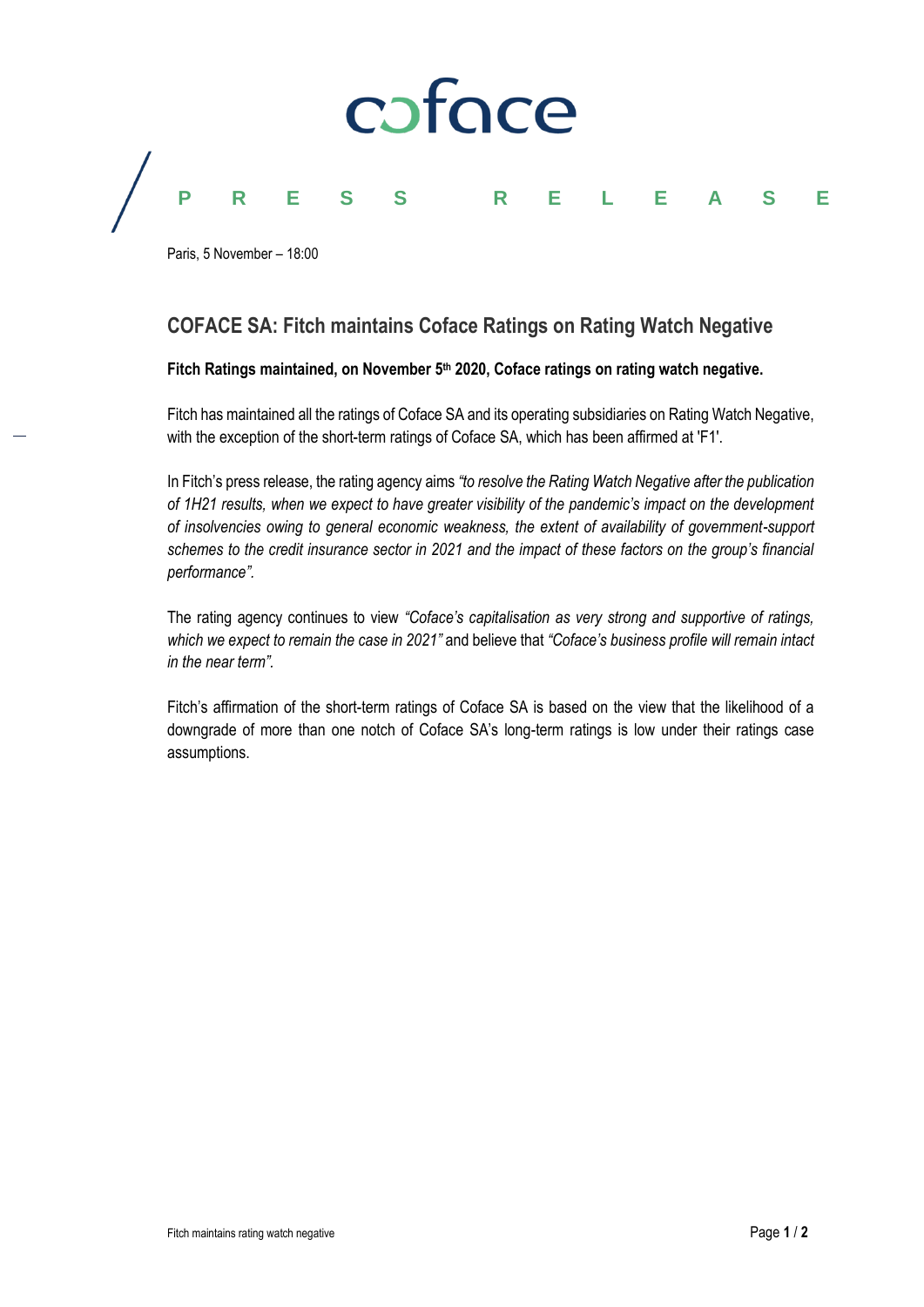PRESS RELEASE

Paris, 5 November – 18:00

## COFACE SA: Fitch maintains Coface Ratings on Rating Watch Negative

**Fitch Ratings maintained, on November 5th 2020, Coface ratings on rating watch negative.**

Fitch has maintained all the ratings of Coface SA and its operating subsidiaries on Rating Watch Negative, with the exception of the short-term ratings of Coface SA, which has been affirmed at 'F1'.

In Fitch's press release, the rating agency aims *"to resolve the Rating Watch Negative after the publication of 1H21 results, when we expect to have greater visibility of the pandemic's impact on the development of insolvencies owing to general economic weakness, the extent of availability of government-support schemes to the credit insurance sector in 2021 and the impact of these factors on the group's financial performance"*.

The rating agency continues to view *"Coface's capitalisation as very strong and supportive of ratings, which we expect to remain the case in 2021"* and believe that *"Coface's business profile will remain intact in the near term"*.

Fitch's affirmation of the short-term ratings of Coface SA is based on the view that the likelihood of a downgrade of more than one notch of Coface SA's long-term ratings is low under their ratings case assumptions.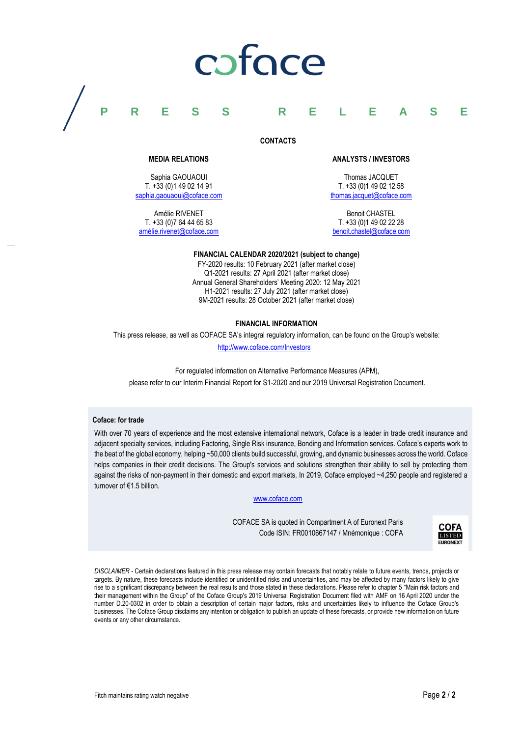# PRESS RELEASE

## CONTACTS

| MEDIA RELATIONS | ANALYSTS / INVESTORS |
| --- | --- |
| Saphia GAOUAOUI<br>T. +33 (0)1 49 02 14 91<br>saphia.gaouaoui@coface.com | Thomas JACQUET<br>T. +33 (0)1 49 02 12 58<br>thomas.jacquet@coface.com |
| Amélie RIVENET<br>T. +33 (0)7 64 44 65 83<br>amélie.rivenet@coface.com | Benoit CHASTEL<br>T. +33 (0)1 49 02 22 28<br>benoit.chastel@coface.com |

**FINANCIAL CALENDAR 2020/2021 (subject to change)**

FY-2020 results: 10 February 2021 (after market close)
Q1-2021 results: 27 April 2021 (after market close)
Annual General Shareholders' Meeting 2020: 12 May 2021
H1-2021 results: 27 July 2021 (after market close)
9M-2021 results: 28 October 2021 (after market close)

**FINANCIAL INFORMATION**

This press release, as well as COFACE SA's integral regulatory information, can be found on the Group's website:
http://www.coface.com/Investors

For regulated information on Alternative Performance Measures (APM),
please refer to our Interim Financial Report for S1-2020 and our 2019 Universal Registration Document.

**Coface: for trade**

With over 70 years of experience and the most extensive international network, Coface is a leader in trade credit insurance and adjacent specialty services, including Factoring, Single Risk insurance, Bonding and Information services. Coface's experts work to the beat of the global economy, helping ~50,000 clients build successful, growing, and dynamic businesses across the world. Coface helps companies in their credit decisions. The Group's services and solutions strengthen their ability to sell by protecting them against the risks of non-payment in their domestic and export markets. In 2019, Coface employed ~4,250 people and registered a turnover of €1.5 billion.

www.coface.com

COFACE SA is quoted in Compartment A of Euronext Paris
Code ISIN: FR0010667147 / Mnémonique : COFA

COFA LISTED EURONEXT

*DISCLAIMER* - Certain declarations featured in this press release may contain forecasts that notably relate to future events, trends, projects or targets. By nature, these forecasts include identified or unidentified risks and uncertainties, and may be affected by many factors likely to give rise to a significant discrepancy between the real results and those stated in these declarations. Please refer to chapter 5 "Main risk factors and their management within the Group" of the Coface Group's 2019 Universal Registration Document filed with AMF on 16 April 2020 under the number D.20-0302 in order to obtain a description of certain major factors, risks and uncertainties likely to influence the Coface Group's businesses. The Coface Group disclaims any intention or obligation to publish an update of these forecasts, or provide new information on future events or any other circumstance.